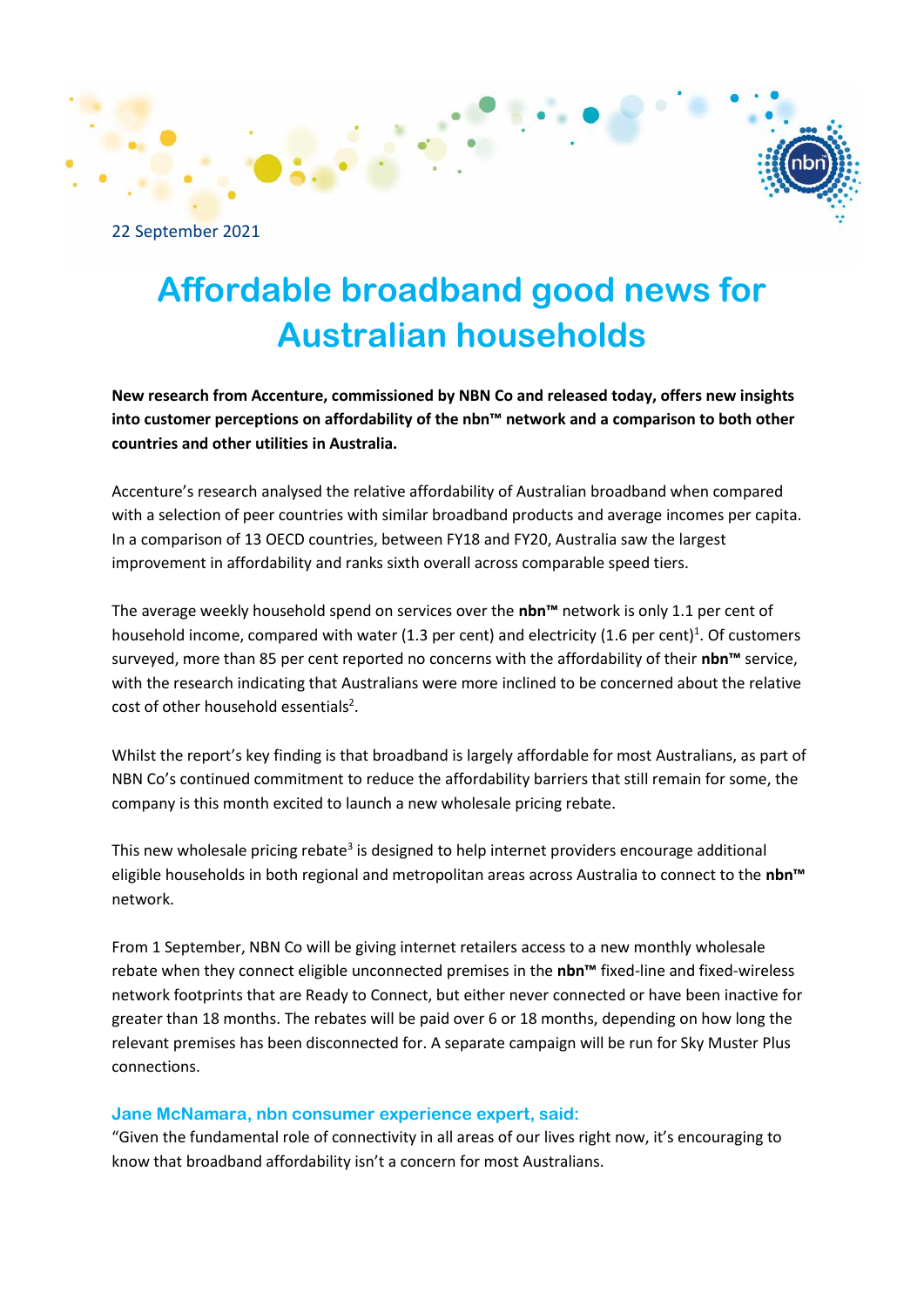22 September 2021

# Affordable broadband good news for Australian households

**New research from Accenture, commissioned by NBN Co and released today, offers new insights into customer perceptions on affordability of the nbn™ network and a comparison to both other countries and other utilities in Australia.**

Accenture's research analysed the relative affordability of Australian broadband when compared with a selection of peer countries with similar broadband products and average incomes per capita. In a comparison of 13 OECD countries, between FY18 and FY20, Australia saw the largest improvement in affordability and ranks sixth overall across comparable speed tiers.

The average weekly household spend on services over the **nbn™** network is only 1.1 per cent of household income, compared with water (1.3 per cent) and electricity (1.6 per cent)[1]. Of customers surveyed, more than 85 per cent reported no concerns with the affordability of their **nbn™** service, with the research indicating that Australians were more inclined to be concerned about the relative cost of other household essentials[2].

Whilst the report's key finding is that broadband is largely affordable for most Australians, as part of NBN Co's continued commitment to reduce the affordability barriers that still remain for some, the company is this month excited to launch a new wholesale pricing rebate.

This new wholesale pricing rebate[3] is designed to help internet providers encourage additional eligible households in both regional and metropolitan areas across Australia to connect to the **nbn™** network.

From 1 September, NBN Co will be giving internet retailers access to a new monthly wholesale rebate when they connect eligible unconnected premises in the **nbn™** fixed-line and fixed-wireless network footprints that are Ready to Connect, but either never connected or have been inactive for greater than 18 months. The rebates will be paid over 6 or 18 months, depending on how long the relevant premises has been disconnected for. A separate campaign will be run for Sky Muster Plus connections.

### Jane McNamara, nbn consumer experience expert, said:

"Given the fundamental role of connectivity in all areas of our lives right now, it's encouraging to know that broadband affordability isn't a concern for most Australians.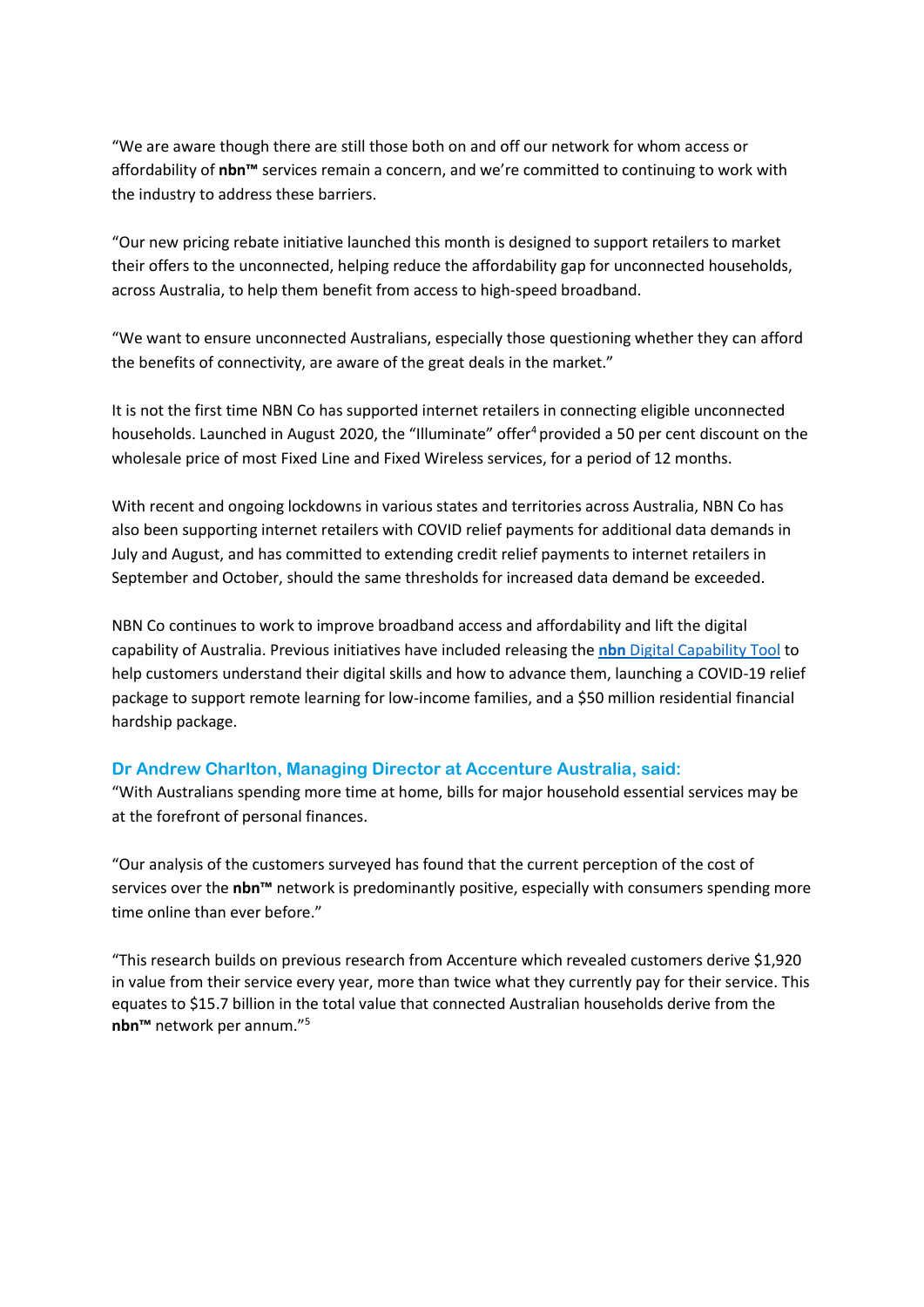"We are aware though there are still those both on and off our network for whom access or affordability of **nbn™** services remain a concern, and we're committed to continuing to work with the industry to address these barriers.

"Our new pricing rebate initiative launched this month is designed to support retailers to market their offers to the unconnected, helping reduce the affordability gap for unconnected households, across Australia, to help them benefit from access to high-speed broadband.

"We want to ensure unconnected Australians, especially those questioning whether they can afford the benefits of connectivity, are aware of the great deals in the market."

It is not the first time NBN Co has supported internet retailers in connecting eligible unconnected households. Launched in August 2020, the "Illuminate" offer[4] provided a 50 per cent discount on the wholesale price of most Fixed Line and Fixed Wireless services, for a period of 12 months.

With recent and ongoing lockdowns in various states and territories across Australia, NBN Co has also been supporting internet retailers with COVID relief payments for additional data demands in July and August, and has committed to extending credit relief payments to internet retailers in September and October, should the same thresholds for increased data demand be exceeded.

NBN Co continues to work to improve broadband access and affordability and lift the digital capability of Australia. Previous initiatives have included releasing the **nbn** Digital Capability Tool to help customers understand their digital skills and how to advance them, launching a COVID-19 relief package to support remote learning for low-income families, and a $50 million residential financial hardship package.

### Dr Andrew Charlton, Managing Director at Accenture Australia, said:

"With Australians spending more time at home, bills for major household essential services may be at the forefront of personal finances.

"Our analysis of the customers surveyed has found that the current perception of the cost of services over the **nbn™** network is predominantly positive, especially with consumers spending more time online than ever before."

"This research builds on previous research from Accenture which revealed customers derive $1,920 in value from their service every year, more than twice what they currently pay for their service. This equates to $15.7 billion in the total value that connected Australian households derive from the **nbn™** network per annum."[5]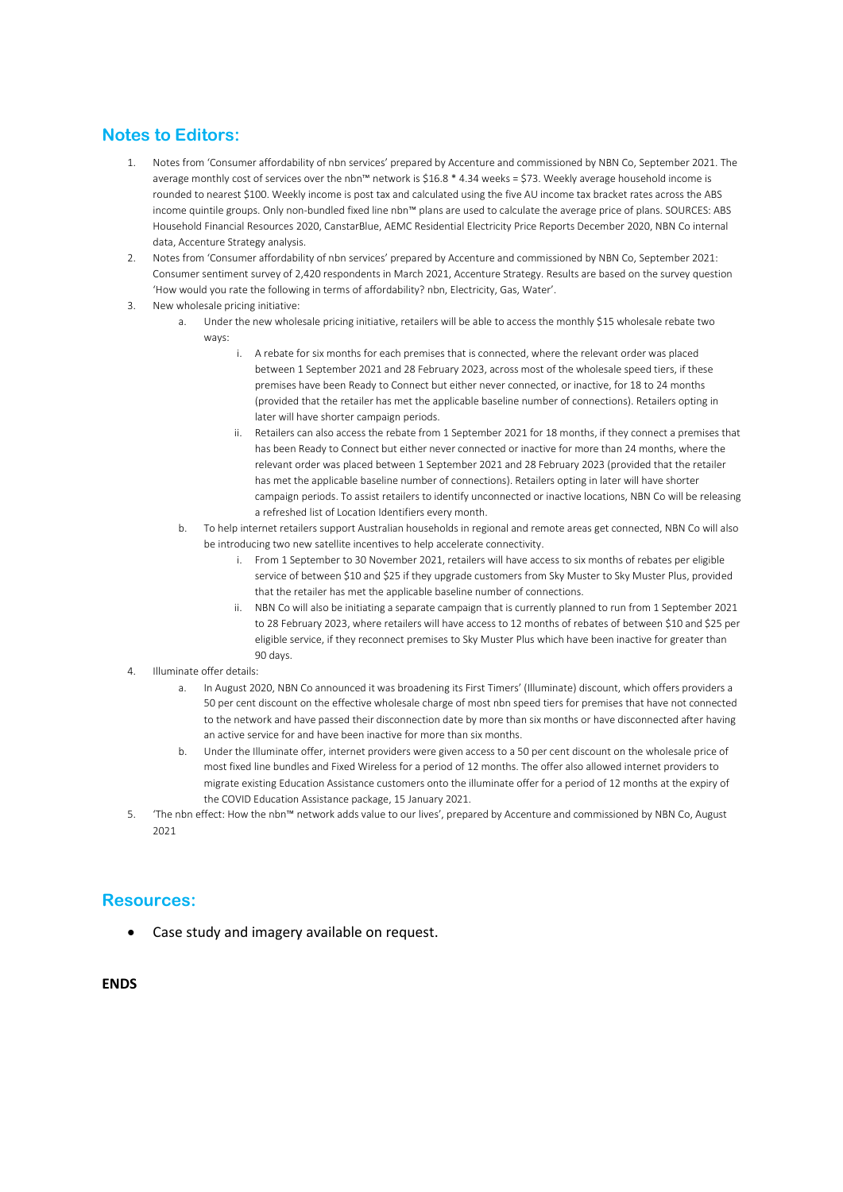## Notes to Editors:

1. Notes from 'Consumer affordability of nbn services' prepared by Accenture and commissioned by NBN Co, September 2021. The average monthly cost of services over the nbn™ network is $16.8 * 4.34 weeks = $73. Weekly average household income is rounded to nearest $100. Weekly income is post tax and calculated using the five AU income tax bracket rates across the ABS income quintile groups. Only non-bundled fixed line nbn™ plans are used to calculate the average price of plans. SOURCES: ABS Household Financial Resources 2020, CanstarBlue, AEMC Residential Electricity Price Reports December 2020, NBN Co internal data, Accenture Strategy analysis.
2. Notes from 'Consumer affordability of nbn services' prepared by Accenture and commissioned by NBN Co, September 2021: Consumer sentiment survey of 2,420 respondents in March 2021, Accenture Strategy. Results are based on the survey question 'How would you rate the following in terms of affordability? nbn, Electricity, Gas, Water'.
3. New wholesale pricing initiative:
    a. Under the new wholesale pricing initiative, retailers will be able to access the monthly $15 wholesale rebate two ways:
        i. A rebate for six months for each premises that is connected, where the relevant order was placed between 1 September 2021 and 28 February 2023, across most of the wholesale speed tiers, if these premises have been Ready to Connect but either never connected, or inactive, for 18 to 24 months (provided that the retailer has met the applicable baseline number of connections). Retailers opting in later will have shorter campaign periods.
        ii. Retailers can also access the rebate from 1 September 2021 for 18 months, if they connect a premises that has been Ready to Connect but either never connected or inactive for more than 24 months, where the relevant order was placed between 1 September 2021 and 28 February 2023 (provided that the retailer has met the applicable baseline number of connections). Retailers opting in later will have shorter campaign periods. To assist retailers to identify unconnected or inactive locations, NBN Co will be releasing a refreshed list of Location Identifiers every month.
    b. To help internet retailers support Australian households in regional and remote areas get connected, NBN Co will also be introducing two new satellite incentives to help accelerate connectivity.
        i. From 1 September to 30 November 2021, retailers will have access to six months of rebates per eligible service of between $10 and $25 if they upgrade customers from Sky Muster to Sky Muster Plus, provided that the retailer has met the applicable baseline number of connections.
        ii. NBN Co will also be initiating a separate campaign that is currently planned to run from 1 September 2021 to 28 February 2023, where retailers will have access to 12 months of rebates of between $10 and $25 per eligible service, if they reconnect premises to Sky Muster Plus which have been inactive for greater than 90 days.
4. Illuminate offer details:
    a. In August 2020, NBN Co announced it was broadening its First Timers' (Illuminate) discount, which offers providers a 50 per cent discount on the effective wholesale charge of most nbn speed tiers for premises that have not connected to the network and have passed their disconnection date by more than six months or have disconnected after having an active service for and have been inactive for more than six months.
    b. Under the Illuminate offer, internet providers were given access to a 50 per cent discount on the wholesale price of most fixed line bundles and Fixed Wireless for a period of 12 months. The offer also allowed internet providers to migrate existing Education Assistance customers onto the illuminate offer for a period of 12 months at the expiry of the COVID Education Assistance package, 15 January 2021.
5. 'The nbn effect: How the nbn™ network adds value to our lives', prepared by Accenture and commissioned by NBN Co, August 2021

## Resources:

- Case study and imagery available on request.

**ENDS**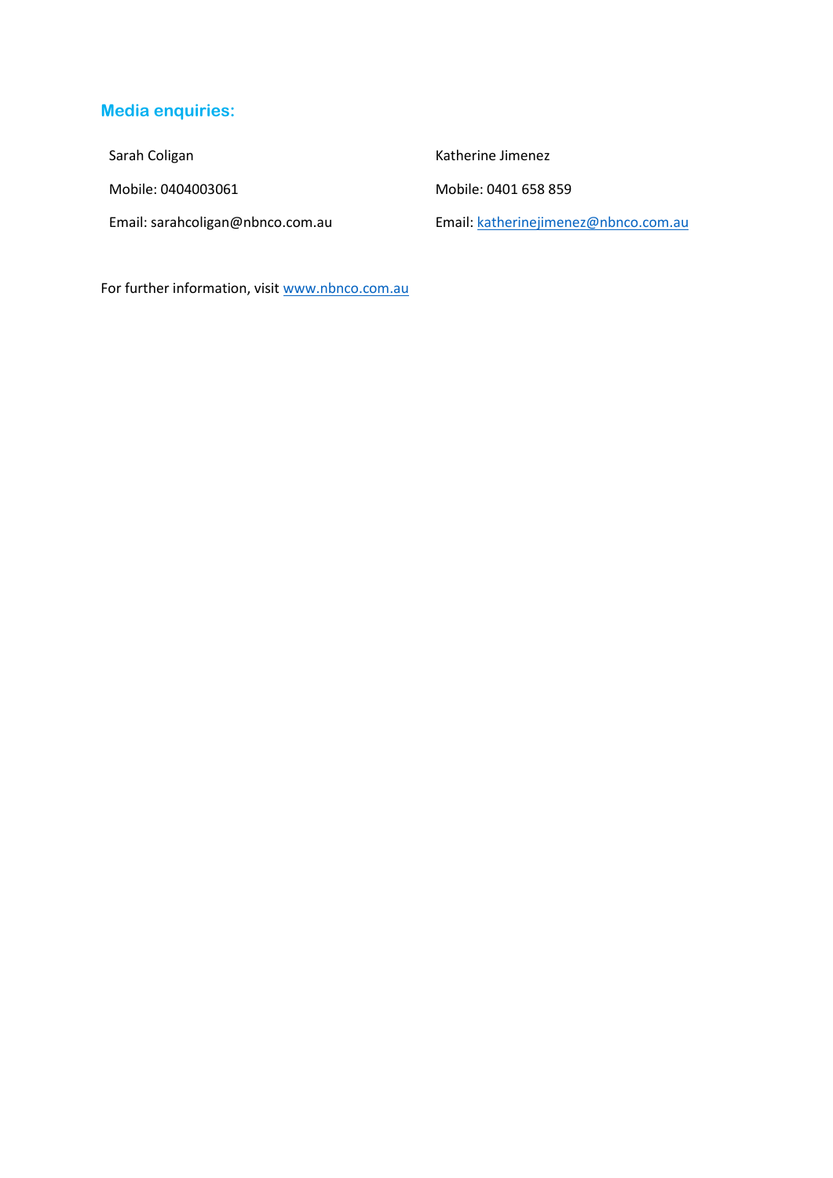### Media enquiries:

| | |
|---|---|
| Sarah Coligan | Katherine Jimenez |
| Mobile: 0404003061 | Mobile: 0401 658 859 |
| Email: sarahcoligan@nbnco.com.au | Email: katherinejimenez@nbnco.com.au |

For further information, visit www.nbnco.com.au